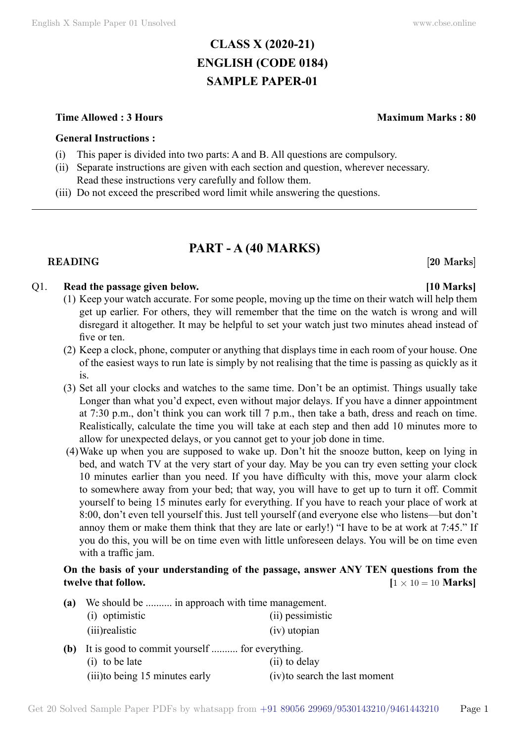# CLASS X (2020-21)
# ENGLISH (CODE 0184)
# SAMPLE PAPER-01

**Time Allowed : 3 Hours** **Maximum Marks : 80**

**General Instructions :**

(i) This paper is divided into two parts: A and B. All questions are compulsory.
(ii) Separate instructions are given with each section and question, wherever necessary. Read these instructions very carefully and follow them.
(iii) Do not exceed the prescribed word limit while answering the questions.

---

## PART - A (40 MARKS)

**READING** **[20 Marks]**

Q1. **Read the passage given below.** **[10 Marks]**

(1) Keep your watch accurate. For some people, moving up the time on their watch will help them get up earlier. For others, they will remember that the time on the watch is wrong and will disregard it altogether. It may be helpful to set your watch just two minutes ahead instead of five or ten.

(2) Keep a clock, phone, computer or anything that displays time in each room of your house. One of the easiest ways to run late is simply by not realising that the time is passing as quickly as it is.

(3) Set all your clocks and watches to the same time. Don't be an optimist. Things usually take Longer than what you'd expect, even without major delays. If you have a dinner appointment at 7:30 p.m., don't think you can work till 7 p.m., then take a bath, dress and reach on time. Realistically, calculate the time you will take at each step and then add 10 minutes more to allow for unexpected delays, or you cannot get to your job done in time.

(4) Wake up when you are supposed to wake up. Don't hit the snooze button, keep on lying in bed, and watch TV at the very start of your day. May be you can try even setting your clock 10 minutes earlier than you need. If you have difficulty with this, move your alarm clock to somewhere away from your bed; that way, you will have to get up to turn it off. Commit yourself to being 15 minutes early for everything. If you have to reach your place of work at 8:00, don't even tell yourself this. Just tell yourself (and everyone else who listens—but don't annoy them or make them think that they are late or early!) "I have to be at work at 7:45." If you do this, you will be on time even with little unforeseen delays. You will be on time even with a traffic jam.

**On the basis of your understanding of the passage, answer ANY TEN questions from the twelve that follow.** **[$1 \times 10 = 10$ Marks]**

**(a)** We should be .......... in approach with time management.

(i) optimistic (ii) pessimistic
(iii) realistic (iv) utopian

**(b)** It is good to commit yourself .......... for everything.

(i) to be late (ii) to delay
(iii) to being 15 minutes early (iv) to search the last moment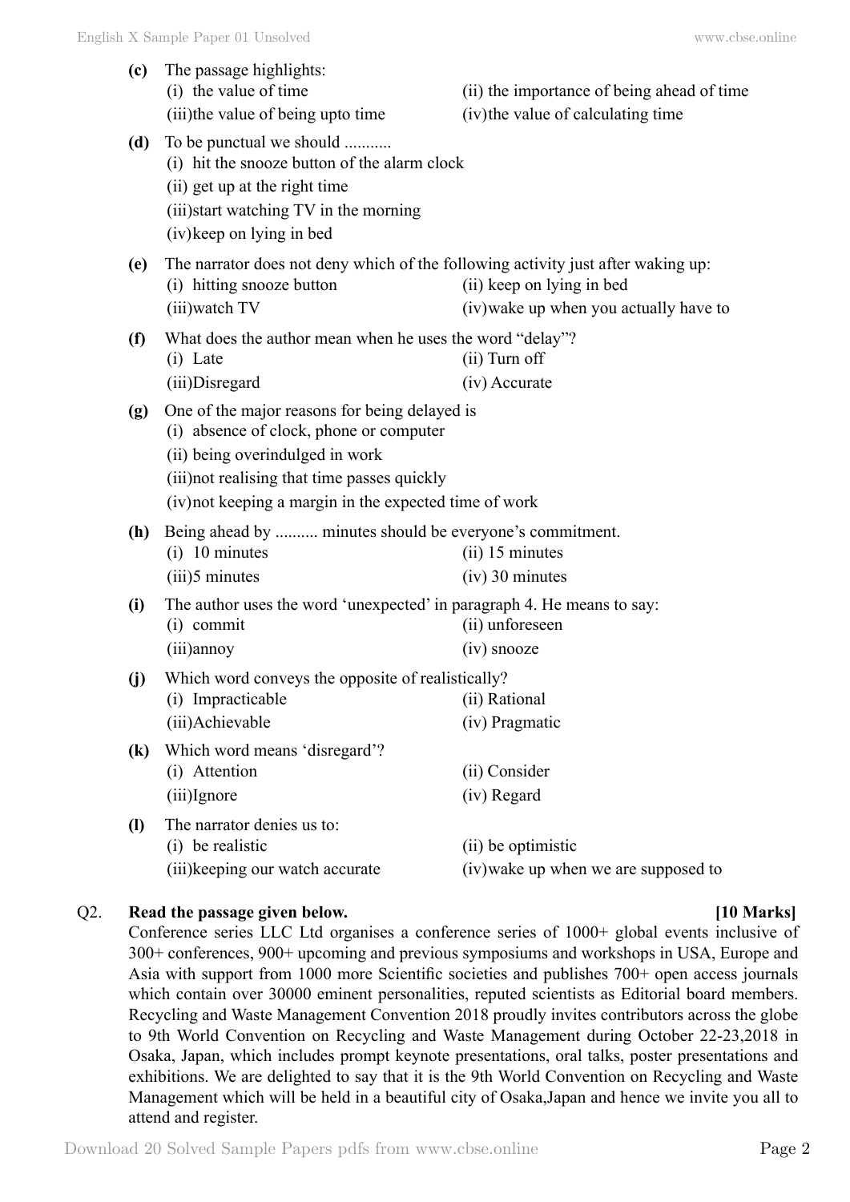**(c)** The passage highlights:
(i) the value of time
(ii) the importance of being ahead of time
(iii) the value of being upto time
(iv) the value of calculating time

**(d)** To be punctual we should ...........
(i) hit the snooze button of the alarm clock
(ii) get up at the right time
(iii) start watching TV in the morning
(iv) keep on lying in bed

**(e)** The narrator does not deny which of the following activity just after waking up:
(i) hitting snooze button
(ii) keep on lying in bed
(iii) watch TV
(iv) wake up when you actually have to

**(f)** What does the author mean when he uses the word "delay"?
(i) Late
(ii) Turn off
(iii) Disregard
(iv) Accurate

**(g)** One of the major reasons for being delayed is
(i) absence of clock, phone or computer
(ii) being overindulged in work
(iii) not realising that time passes quickly
(iv) not keeping a margin in the expected time of work

**(h)** Being ahead by .......... minutes should be everyone's commitment.
(i) 10 minutes
(ii) 15 minutes
(iii) 5 minutes
(iv) 30 minutes

**(i)** The author uses the word 'unexpected' in paragraph 4. He means to say:
(i) commit
(ii) unforeseen
(iii) annoy
(iv) snooze

**(j)** Which word conveys the opposite of realistically?
(i) Impracticable
(ii) Rational
(iii) Achievable
(iv) Pragmatic

**(k)** Which word means 'disregard'?
(i) Attention
(ii) Consider
(iii) Ignore
(iv) Regard

**(l)** The narrator denies us to:
(i) be realistic
(ii) be optimistic
(iii) keeping our watch accurate
(iv) wake up when we are supposed to

Q2. **Read the passage given below.** **[10 Marks]**

Conference series LLC Ltd organises a conference series of 1000+ global events inclusive of 300+ conferences, 900+ upcoming and previous symposiums and workshops in USA, Europe and Asia with support from 1000 more Scientific societies and publishes 700+ open access journals which contain over 30000 eminent personalities, reputed scientists as Editorial board members. Recycling and Waste Management Convention 2018 proudly invites contributors across the globe to 9th World Convention on Recycling and Waste Management during October 22-23,2018 in Osaka, Japan, which includes prompt keynote presentations, oral talks, poster presentations and exhibitions. We are delighted to say that it is the 9th World Convention on Recycling and Waste Management which will be held in a beautiful city of Osaka,Japan and hence we invite you all to attend and register.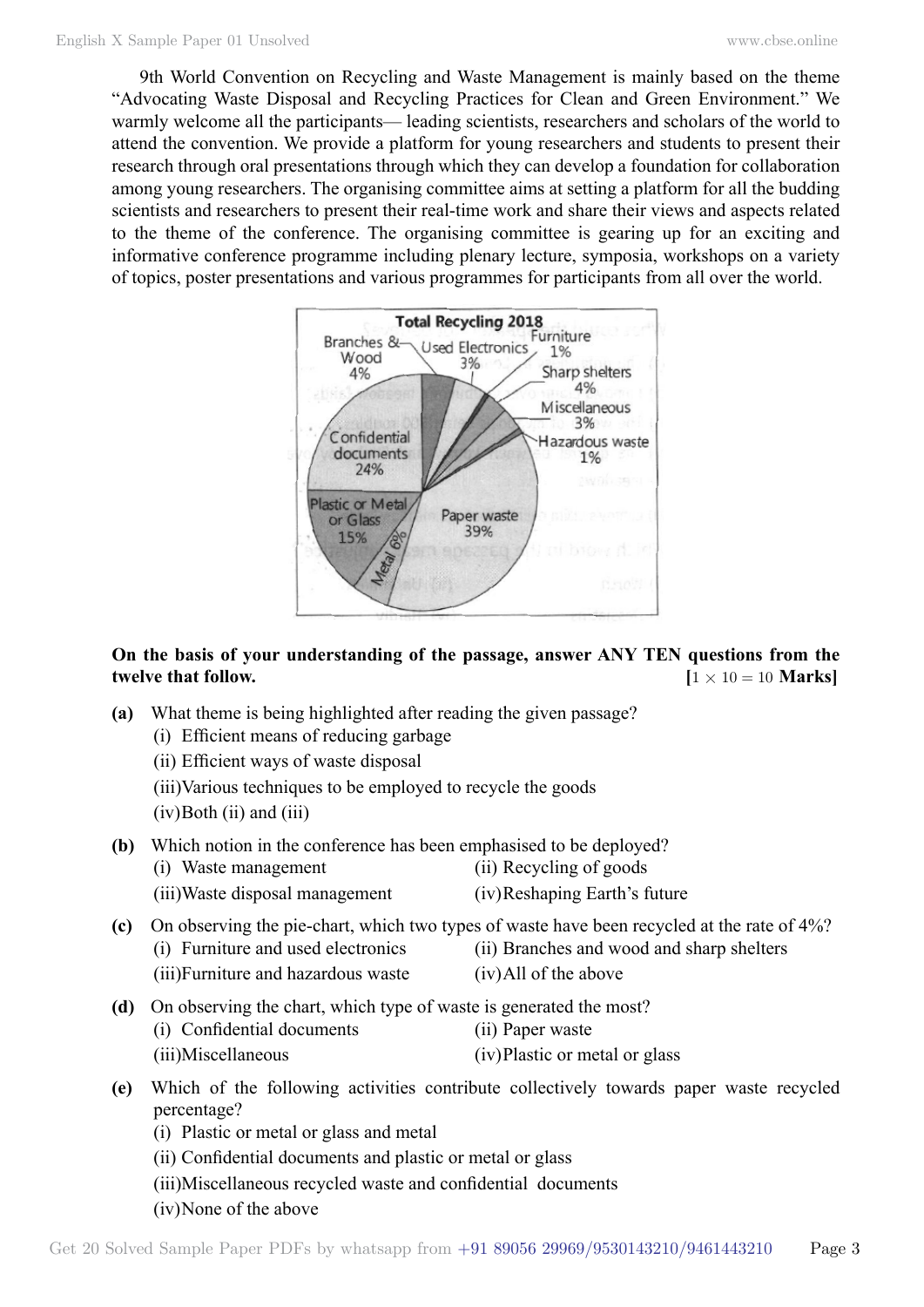9th World Convention on Recycling and Waste Management is mainly based on the theme "Advocating Waste Disposal and Recycling Practices for Clean and Green Environment." We warmly welcome all the participants— leading scientists, researchers and scholars of the world to attend the convention. We provide a platform for young researchers and students to present their research through oral presentations through which they can develop a foundation for collaboration among young researchers. The organising committee aims at setting a platform for all the budding scientists and researchers to present their real-time work and share their views and aspects related to the theme of the conference. The organising committee is gearing up for an exciting and informative conference programme including plenary lecture, symposia, workshops on a variety of topics, poster presentations and various programmes for participants from all over the world.

**Total Recycling 2018**

| Category | Percentage |
|---|---|
| Branches & Wood | 4% |
| Used Electronics | 3% |
| Furniture | 1% |
| Sharp shelters | 4% |
| Miscellaneous | 3% |
| Hazardous waste | 1% |
| Confidential documents | 24% |
| Plastic or Metal or Glass | 15% |
| Metal | 6% |
| Paper waste | 39% |

**On the basis of your understanding of the passage, answer ANY TEN questions from the twelve that follow.** **[$1 \times 10 = 10$ Marks]**

**(a)** What theme is being highlighted after reading the given passage?
(i) Efficient means of reducing garbage
(ii) Efficient ways of waste disposal
(iii) Various techniques to be employed to recycle the goods
(iv) Both (ii) and (iii)

**(b)** Which notion in the conference has been emphasised to be deployed?
(i) Waste management
(ii) Recycling of goods
(iii) Waste disposal management
(iv) Reshaping Earth's future

**(c)** On observing the pie-chart, which two types of waste have been recycled at the rate of 4%?
(i) Furniture and used electronics
(ii) Branches and wood and sharp shelters
(iii) Furniture and hazardous waste
(iv) All of the above

**(d)** On observing the chart, which type of waste is generated the most?
(i) Confidential documents
(ii) Paper waste
(iii) Miscellaneous
(iv) Plastic or metal or glass

**(e)** Which of the following activities contribute collectively towards paper waste recycled percentage?
(i) Plastic or metal or glass and metal
(ii) Confidential documents and plastic or metal or glass
(iii) Miscellaneous recycled waste and confidential documents
(iv) None of the above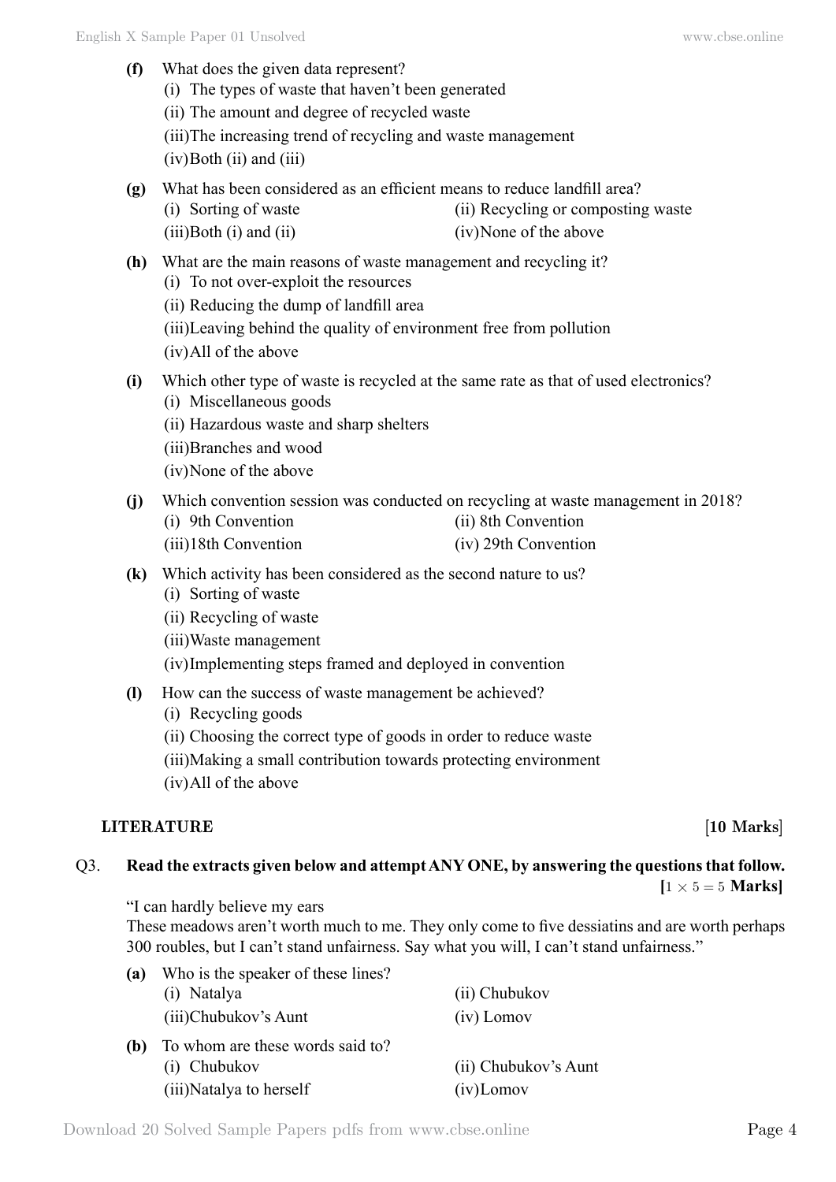**(f)** What does the given data represent?

(i) The types of waste that haven't been generated

(ii) The amount and degree of recycled waste

(iii) The increasing trend of recycling and waste management

(iv) Both (ii) and (iii)

**(g)** What has been considered as an efficient means to reduce landfill area?

(i) Sorting of waste

(ii) Recycling or composting waste

(iii) Both (i) and (ii)

(iv) None of the above

**(h)** What are the main reasons of waste management and recycling it?

(i) To not over-exploit the resources

(ii) Reducing the dump of landfill area

(iii) Leaving behind the quality of environment free from pollution

(iv) All of the above

**(i)** Which other type of waste is recycled at the same rate as that of used electronics?

(i) Miscellaneous goods

(ii) Hazardous waste and sharp shelters

(iii) Branches and wood

(iv) None of the above

**(j)** Which convention session was conducted on recycling at waste management in 2018?

(i) 9th Convention

(ii) 8th Convention

(iii) 18th Convention

(iv) 29th Convention

**(k)** Which activity has been considered as the second nature to us?

(i) Sorting of waste

(ii) Recycling of waste

(iii) Waste management

(iv) Implementing steps framed and deployed in convention

**(l)** How can the success of waste management be achieved?

(i) Recycling goods

(ii) Choosing the correct type of goods in order to reduce waste

(iii) Making a small contribution towards protecting environment

(iv) All of the above

## LITERATURE [10 Marks]

Q3. **Read the extracts given below and attempt ANY ONE, by answering the questions that follow.** **[$1 \times 5 = 5$ Marks]**

"I can hardly believe my ears
These meadows aren't worth much to me. They only come to five dessiatins and are worth perhaps 300 roubles, but I can't stand unfairness. Say what you will, I can't stand unfairness."

**(a)** Who is the speaker of these lines?

(i) Natalya

(ii) Chubukov

(iii) Chubukov's Aunt

(iv) Lomov

**(b)** To whom are these words said to?

(i) Chubukov

(ii) Chubukov's Aunt

(iii) Natalya to herself

(iv) Lomov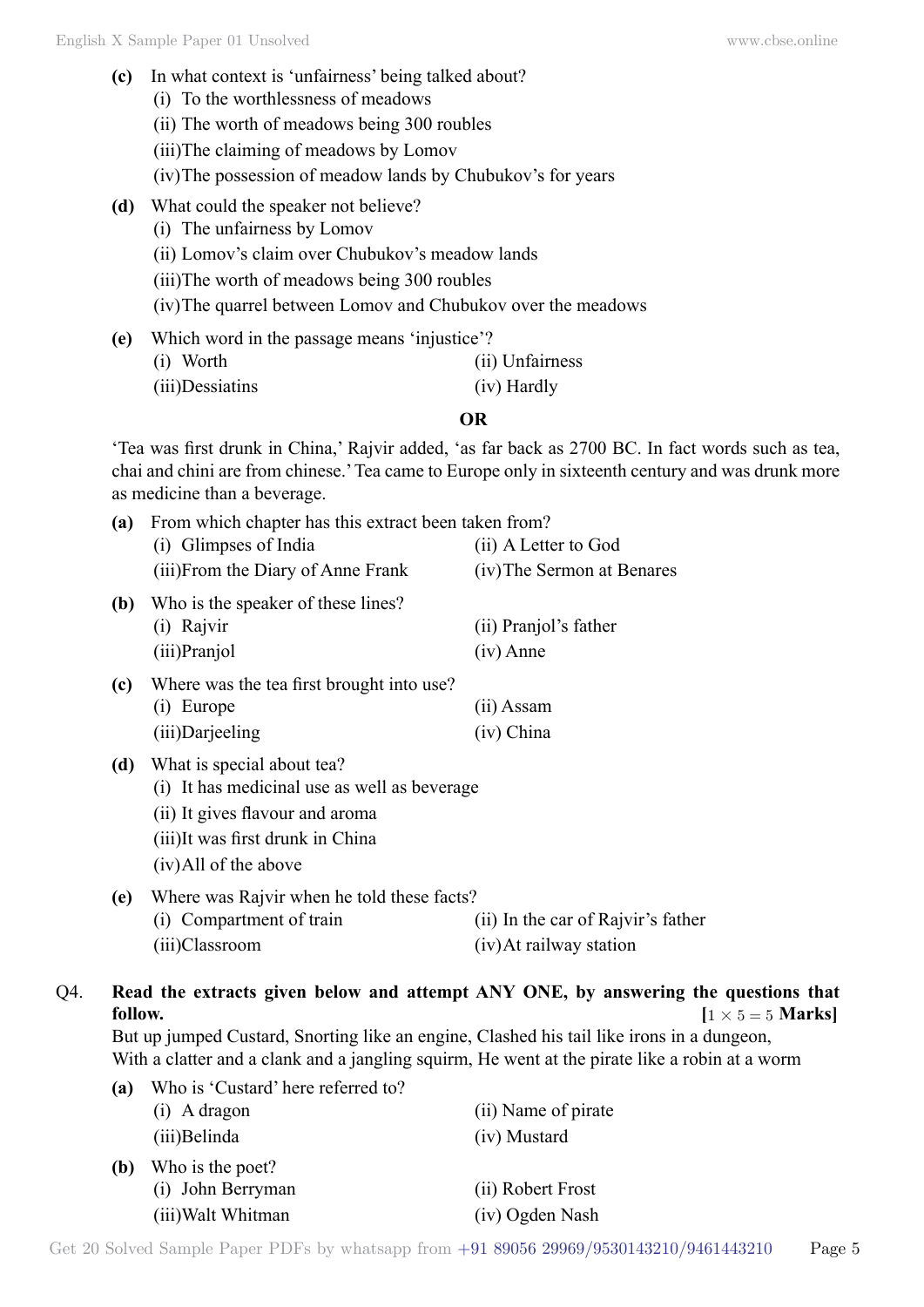**(c)** In what context is 'unfairness' being talked about?

(i) To the worthlessness of meadows

(ii) The worth of meadows being 300 roubles

(iii)The claiming of meadows by Lomov

(iv)The possession of meadow lands by Chubukov's for years

**(d)** What could the speaker not believe?

(i) The unfairness by Lomov

(ii) Lomov's claim over Chubukov's meadow lands

(iii)The worth of meadows being 300 roubles

(iv)The quarrel between Lomov and Chubukov over the meadows

**(e)** Which word in the passage means 'injustice'?

(i) Worth (ii) Unfairness

(iii)Dessiatins (iv) Hardly

**OR**

'Tea was first drunk in China,' Rajvir added, 'as far back as 2700 BC. In fact words such as tea, chai and chini are from chinese.' Tea came to Europe only in sixteenth century and was drunk more as medicine than a beverage.

**(a)** From which chapter has this extract been taken from?

(i) Glimpses of India (ii) A Letter to God

(iii)From the Diary of Anne Frank (iv)The Sermon at Benares

**(b)** Who is the speaker of these lines?

(i) Rajvir (ii) Pranjol's father

(iii)Pranjol (iv) Anne

**(c)** Where was the tea first brought into use?

(i) Europe (ii) Assam

(iii)Darjeeling (iv) China

**(d)** What is special about tea?

(i) It has medicinal use as well as beverage

(ii) It gives flavour and aroma

(iii)It was first drunk in China

(iv)All of the above

**(e)** Where was Rajvir when he told these facts?

(i) Compartment of train (ii) In the car of Rajvir's father

(iii)Classroom (iv)At railway station

Q4. **Read the extracts given below and attempt ANY ONE, by answering the questions that follow.** **[$1 \times 5 = 5$ Marks]**

But up jumped Custard, Snorting like an engine, Clashed his tail like irons in a dungeon,
With a clatter and a clank and a jangling squirm, He went at the pirate like a robin at a worm

**(a)** Who is 'Custard' here referred to?

(i) A dragon (ii) Name of pirate

(iii)Belinda (iv) Mustard

**(b)** Who is the poet?

(i) John Berryman (ii) Robert Frost

(iii)Walt Whitman (iv) Ogden Nash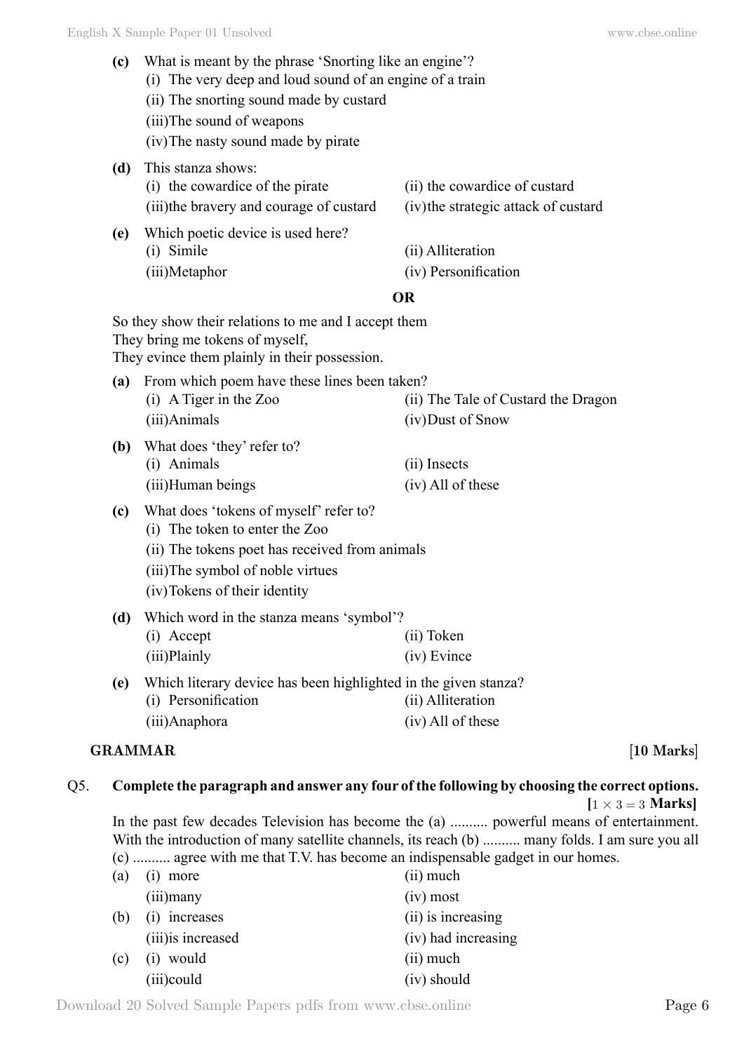**(c)** What is meant by the phrase 'Snorting like an engine'?

(i) The very deep and loud sound of an engine of a train
(ii) The snorting sound made by custard
(iii) The sound of weapons
(iv) The nasty sound made by pirate

**(d)** This stanza shows:

(i) the cowardice of the pirate
(ii) the cowardice of custard
(iii) the bravery and courage of custard
(iv) the strategic attack of custard

**(e)** Which poetic device is used here?

(i) Simile
(ii) Alliteration
(iii) Metaphor
(iv) Personification

**OR**

So they show their relations to me and I accept them
They bring me tokens of myself,
They evince them plainly in their possession.

**(a)** From which poem have these lines been taken?

(i) A Tiger in the Zoo
(ii) The Tale of Custard the Dragon
(iii) Animals
(iv) Dust of Snow

**(b)** What does 'they' refer to?

(i) Animals
(ii) Insects
(iii) Human beings
(iv) All of these

**(c)** What does 'tokens of myself' refer to?

(i) The token to enter the Zoo
(ii) The tokens poet has received from animals
(iii) The symbol of noble virtues
(iv) Tokens of their identity

**(d)** Which word in the stanza means 'symbol'?

(i) Accept
(ii) Token
(iii) Plainly
(iv) Evince

**(e)** Which literary device has been highlighted in the given stanza?

(i) Personification
(ii) Alliteration
(iii) Anaphora
(iv) All of these

## GRAMMAR [10 Marks]

**Q5. Complete the paragraph and answer any four of the following by choosing the correct options.** **[$1 \times 3 = 3$ Marks]**

In the past few decades Television has become the (a) .......... powerful means of entertainment. With the introduction of many satellite channels, its reach (b) .......... many folds. I am sure you all (c) .......... agree with me that T.V. has become an indispensable gadget in our homes.

(a) (i) more
(ii) much
(iii) many
(iv) most

(b) (i) increases
(ii) is increasing
(iii) is increased
(iv) had increasing

(c) (i) would
(ii) much
(iii) could
(iv) should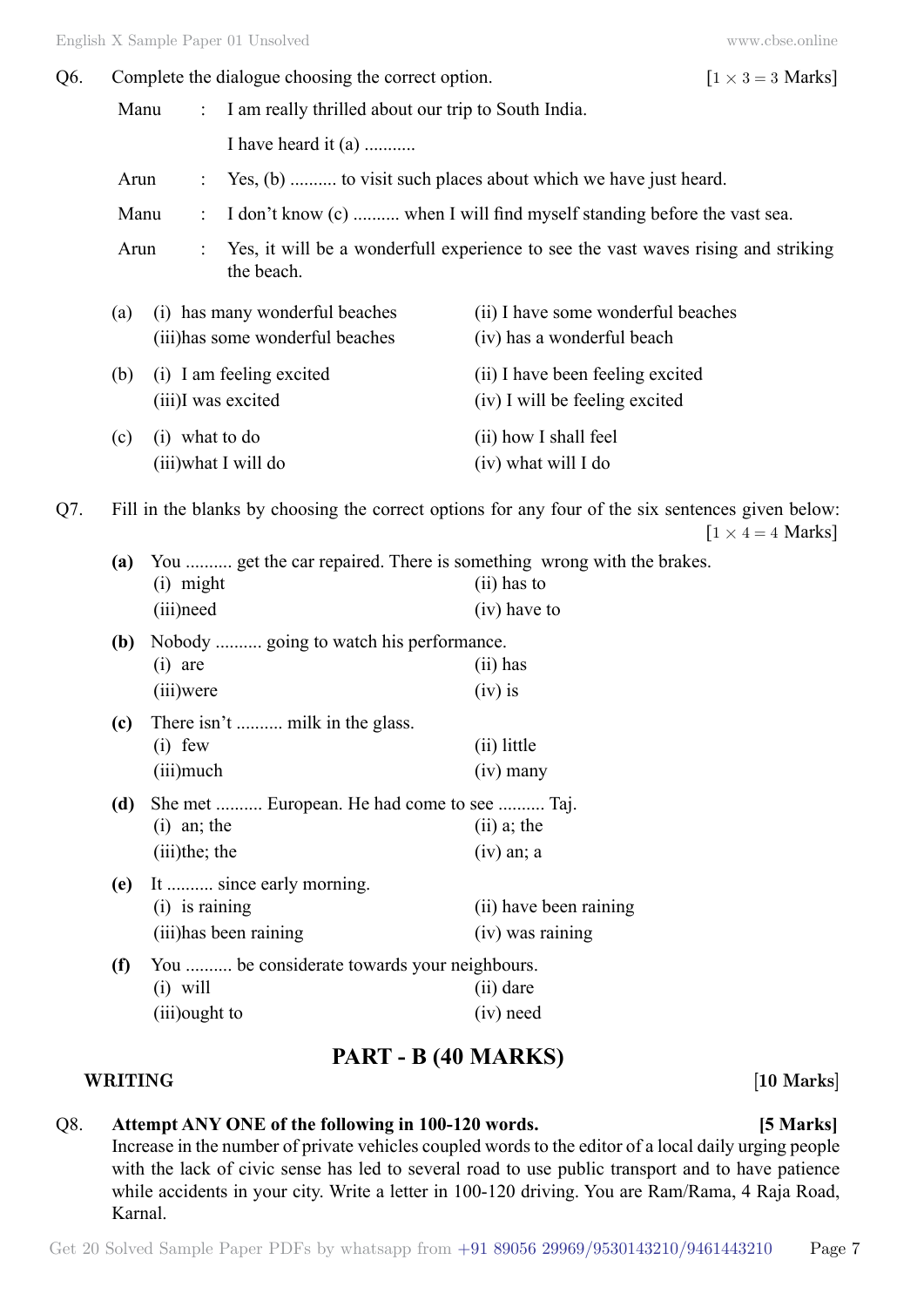Q6. Complete the dialogue choosing the correct option. [$1 \times 3 = 3$ Marks]

Manu : I am really thrilled about our trip to South India.

I have heard it (a) ...........

Arun : Yes, (b) .......... to visit such places about which we have just heard.

Manu : I don't know (c) .......... when I will find myself standing before the vast sea.

Arun : Yes, it will be a wonderfull experience to see the vast waves rising and striking the beach.

(a) (i) has many wonderful beaches (ii) I have some wonderful beaches
(iii) has some wonderful beaches (iv) has a wonderful beach

(b) (i) I am feeling excited (ii) I have been feeling excited
(iii) I was excited (iv) I will be feeling excited

(c) (i) what to do (ii) how I shall feel
(iii) what I will do (iv) what will I do

Q7. Fill in the blanks by choosing the correct options for any four of the six sentences given below: [$1 \times 4 = 4$ Marks]

**(a)** You .......... get the car repaired. There is something wrong with the brakes.
(i) might (ii) has to
(iii) need (iv) have to

**(b)** Nobody .......... going to watch his performance.
(i) are (ii) has
(iii) were (iv) is

**(c)** There isn't .......... milk in the glass.
(i) few (ii) little
(iii) much (iv) many

**(d)** She met .......... European. He had come to see .......... Taj.
(i) an; the (ii) a; the
(iii) the; the (iv) an; a

**(e)** It .......... since early morning.
(i) is raining (ii) have been raining
(iii) has been raining (iv) was raining

**(f)** You .......... be considerate towards your neighbours.
(i) will (ii) dare
(iii) ought to (iv) need

## PART - B (40 MARKS)

**WRITING** [**10 Marks**]

Q8. **Attempt ANY ONE of the following in 100-120 words.** **[5 Marks]**

Increase in the number of private vehicles coupled words to the editor of a local daily urging people with the lack of civic sense has led to several road to use public transport and to have patience while accidents in your city. Write a letter in 100-120 driving. You are Ram/Rama, 4 Raja Road, Karnal.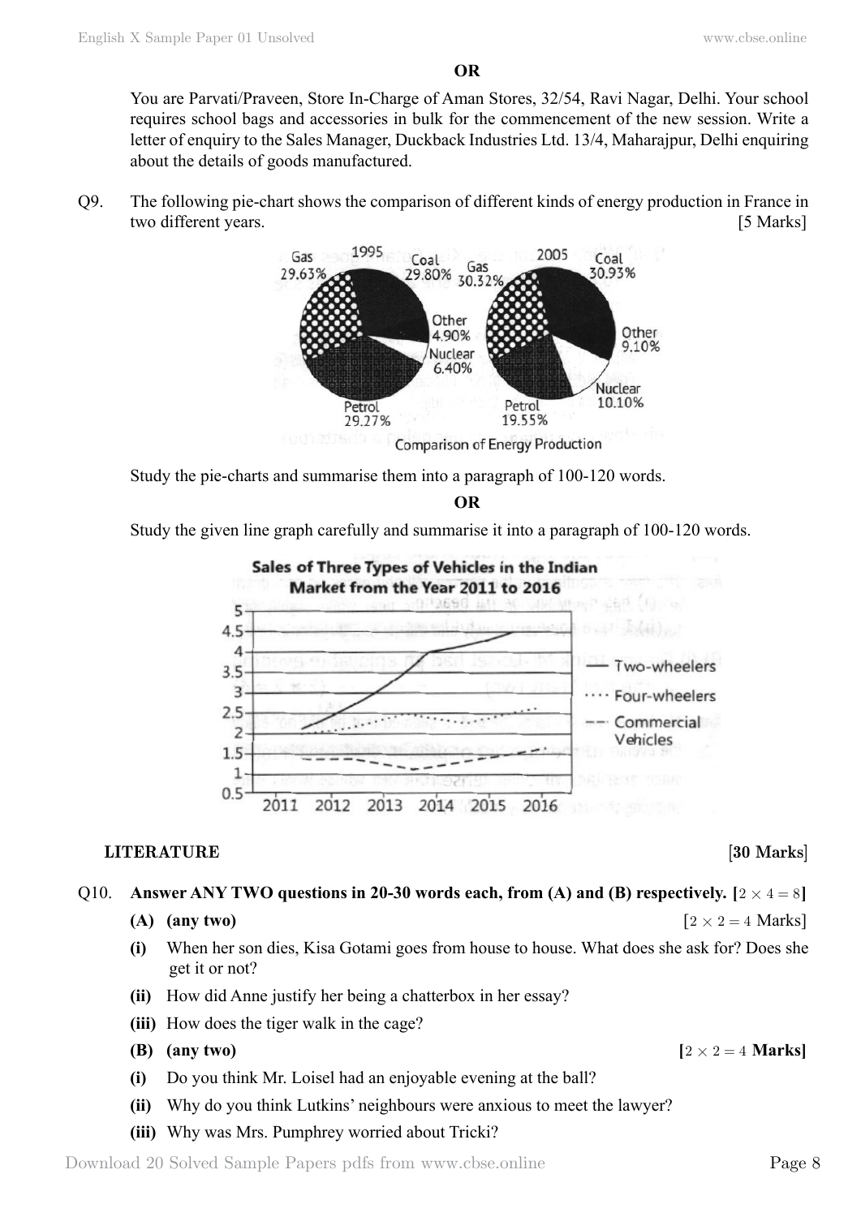**OR**

You are Parvati/Praveen, Store In-Charge of Aman Stores, 32/54, Ravi Nagar, Delhi. Your school requires school bags and accessories in bulk for the commencement of the new session. Write a letter of enquiry to the Sales Manager, Duckback Industries Ltd. 13/4, Maharajpur, Delhi enquiring about the details of goods manufactured.

Q9. The following pie-chart shows the comparison of different kinds of energy production in France in two different years. [5 Marks]

| Energy | 1995 | 2005 |
|---|---|---|
| Gas | 29.63% | 30.32% |
| Coal | 29.80% | 30.93% |
| Other | 4.90% | 9.10% |
| Nuclear | 6.40% | 10.10% |
| Petrol | 29.27% | 19.55% |

Comparison of Energy Production

Study the pie-charts and summarise them into a paragraph of 100-120 words.

**OR**

Study the given line graph carefully and summarise it into a paragraph of 100-120 words.

**Sales of Three Types of Vehicles in the Indian Market from the Year 2011 to 2016**

(Line graph: Two-wheelers, Four-wheelers, Commercial Vehicles; y-axis 0.5 to 5; x-axis 2011 to 2016)

**LITERATURE** **[30 Marks]**

Q10. **Answer ANY TWO questions in 20-30 words each, from (A) and (B) respectively. [$2 \times 4 = 8$]**

**(A) (any two)** [$2 \times 2 = 4$ Marks]

**(i)** When her son dies, Kisa Gotami goes from house to house. What does she ask for? Does she get it or not?

**(ii)** How did Anne justify her being a chatterbox in her essay?

**(iii)** How does the tiger walk in the cage?

**(B) (any two)** **[$2 \times 2 = 4$ Marks]**

**(i)** Do you think Mr. Loisel had an enjoyable evening at the ball?

**(ii)** Why do you think Lutkins' neighbours were anxious to meet the lawyer?

**(iii)** Why was Mrs. Pumphrey worried about Tricki?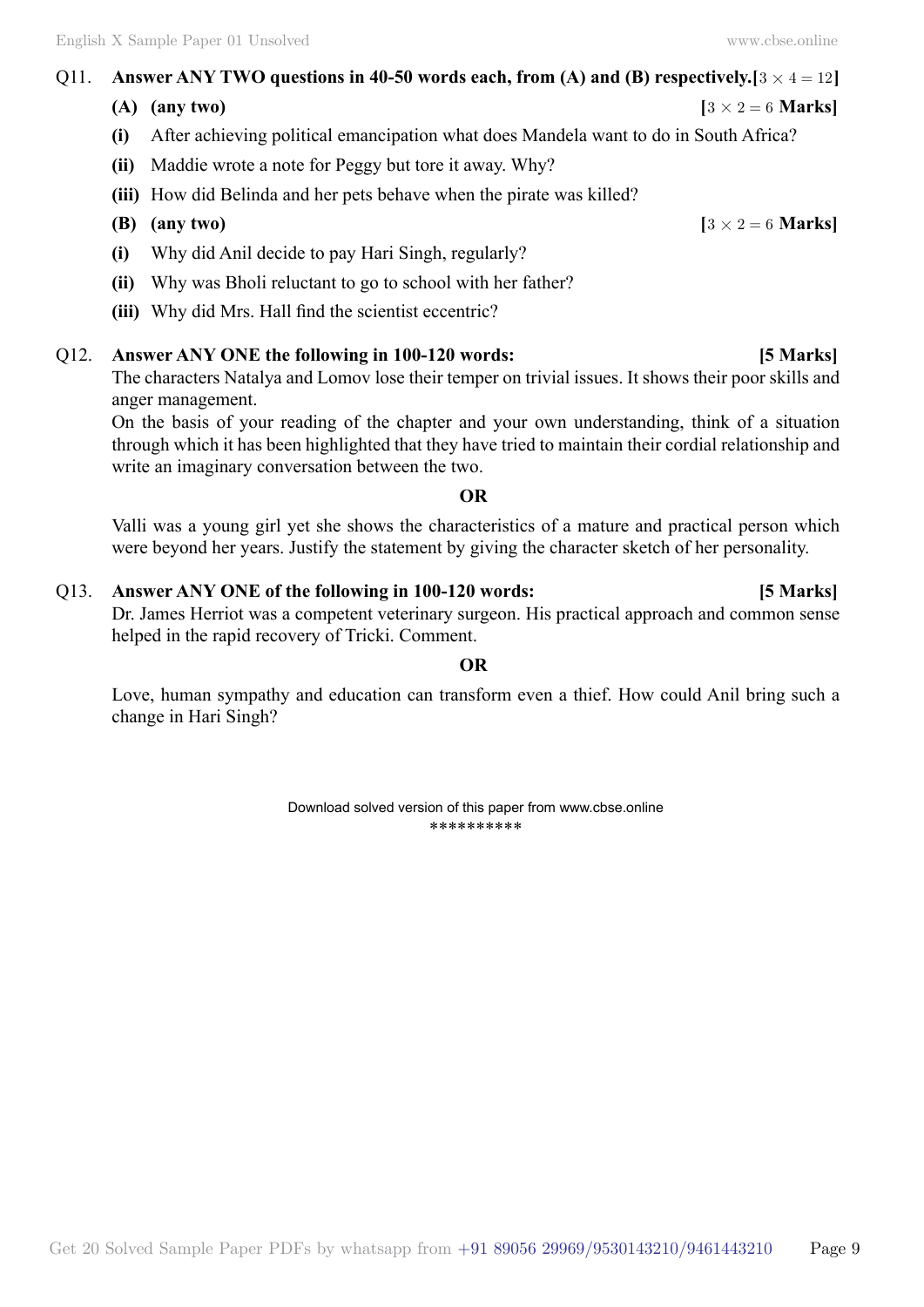Q11. **Answer ANY TWO questions in 40-50 words each, from (A) and (B) respectively.** [$3 \times 4 = 12$]

**(A) (any two)** [$3 \times 2 = 6$ **Marks**]

**(i)** After achieving political emancipation what does Mandela want to do in South Africa?

**(ii)** Maddie wrote a note for Peggy but tore it away. Why?

**(iii)** How did Belinda and her pets behave when the pirate was killed?

**(B) (any two)** [$3 \times 2 = 6$ **Marks**]

**(i)** Why did Anil decide to pay Hari Singh, regularly?

**(ii)** Why was Bholi reluctant to go to school with her father?

**(iii)** Why did Mrs. Hall find the scientist eccentric?

Q12. **Answer ANY ONE the following in 100-120 words:** **[5 Marks]**

The characters Natalya and Lomov lose their temper on trivial issues. It shows their poor skills and anger management.

On the basis of your reading of the chapter and your own understanding, think of a situation through which it has been highlighted that they have tried to maintain their cordial relationship and write an imaginary conversation between the two.

**OR**

Valli was a young girl yet she shows the characteristics of a mature and practical person which were beyond her years. Justify the statement by giving the character sketch of her personality.

Q13. **Answer ANY ONE of the following in 100-120 words:** **[5 Marks]**

Dr. James Herriot was a competent veterinary surgeon. His practical approach and common sense helped in the rapid recovery of Tricki. Comment.

**OR**

Love, human sympathy and education can transform even a thief. How could Anil bring such a change in Hari Singh?

Download solved version of this paper from www.cbse.online

\*\*\*\*\*\*\*\*\*\*